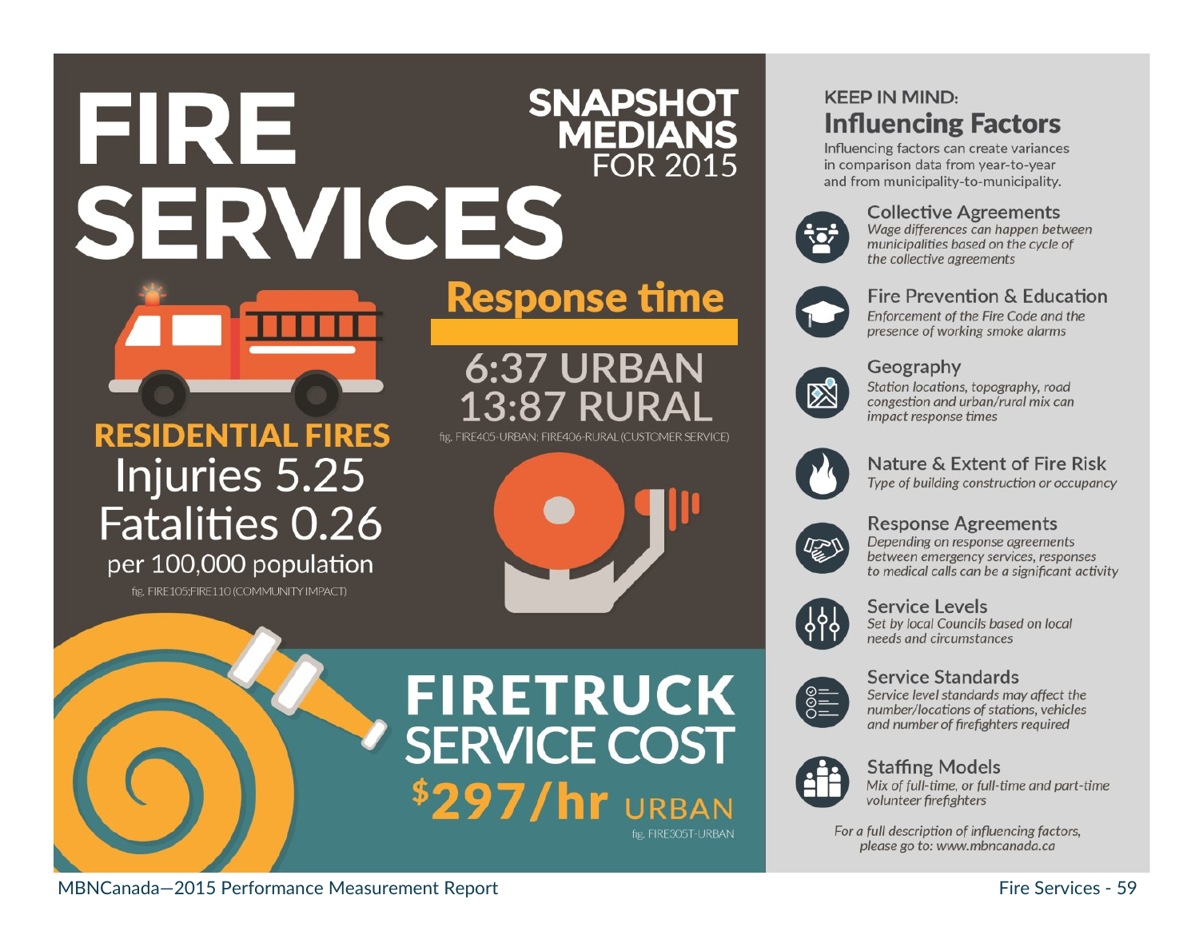# FIRE SERVICES

## SNAPSHOT MEDIANS FOR 2015

### RESIDENTIAL FIRES

Injuries 5.25

Fatalities 0.26

per 100,000 population

fig. FIRE105;FIRE110 (COMMUNITY IMPACT)

### Response time

6:37 URBAN

13:87 RURAL

fig. FIRE405-URBAN; FIRE406-RURAL (CUSTOMER SERVICE)

### FIRETRUCK SERVICE COST

$297/hr URBAN

fig. FIRE305T-URBAN

## KEEP IN MIND: Influencing Factors

Influencing factors can create variances in comparison data from year-to-year and from municipality-to-municipality.

**Collective Agreements**
*Wage differences can happen between municipalities based on the cycle of the collective agreements*

**Fire Prevention & Education**
*Enforcement of the Fire Code and the presence of working smoke alarms*

**Geography**
*Station locations, topography, road congestion and urban/rural mix can impact response times*

**Nature & Extent of Fire Risk**
*Type of building construction or occupancy*

**Response Agreements**
*Depending on response agreements between emergency services, responses to medical calls can be a significant activity*

**Service Levels**
*Set by local Councils based on local needs and circumstances*

**Service Standards**
*Service level standards may affect the number/locations of stations, vehicles and number of firefighters required*

**Staffing Models**
*Mix of full-time, or full-time and part-time volunteer firefighters*

*For a full description of influencing factors, please go to: www.mbncanada.ca*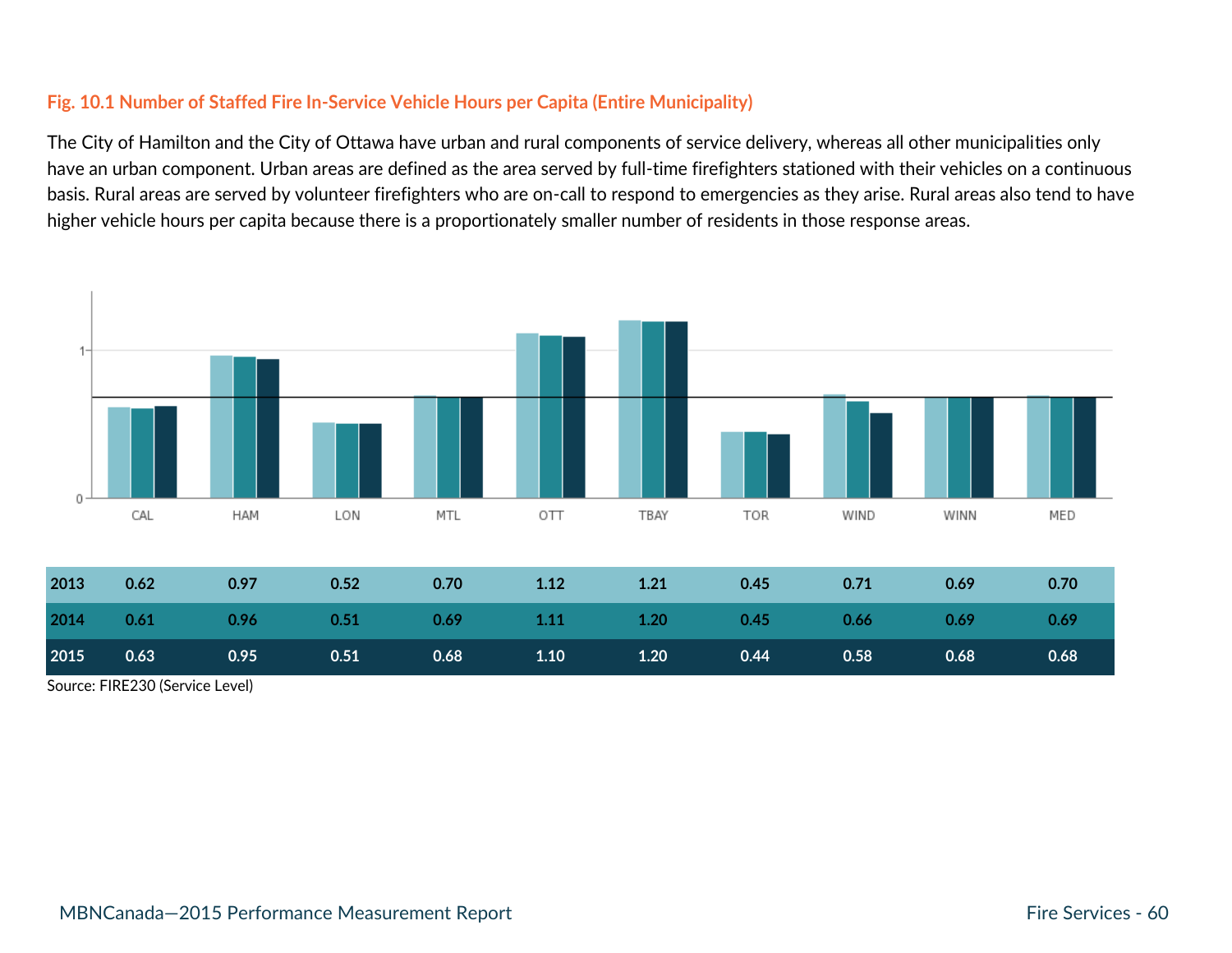### Fig. 10.1 Number of Staffed Fire In-Service Vehicle Hours per Capita (Entire Municipality)

The City of Hamilton and the City of Ottawa have urban and rural components of service delivery, whereas all other municipalities only have an urban component. Urban areas are defined as the area served by full-time firefighters stationed with their vehicles on a continuous basis. Rural areas are served by volunteer firefighters who are on-call to respond to emergencies as they arise. Rural areas also tend to have higher vehicle hours per capita because there is a proportionately smaller number of residents in those response areas.

| | CAL | HAM | LON | MTL | OTT | TBAY | TOR | WIND | WINN | MED |
|---|---|---|---|---|---|---|---|---|---|---|
| 2013 | 0.62 | 0.97 | 0.52 | 0.70 | 1.12 | 1.21 | 0.45 | 0.71 | 0.69 | 0.70 |
| 2014 | 0.61 | 0.96 | 0.51 | 0.69 | 1.11 | 1.20 | 0.45 | 0.66 | 0.69 | 0.69 |
| 2015 | 0.63 | 0.95 | 0.51 | 0.68 | 1.10 | 1.20 | 0.44 | 0.58 | 0.68 | 0.68 |

Source: FIRE230 (Service Level)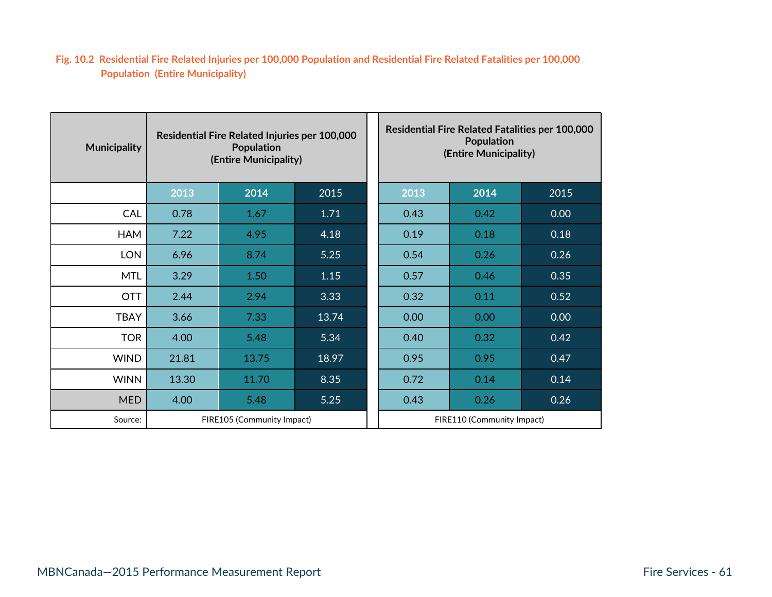Fig. 10.2 Residential Fire Related Injuries per 100,000 Population and Residential Fire Related Fatalities per 100,000 Population (Entire Municipality)

| Municipality | Residential Fire Related Injuries per 100,000 Population (Entire Municipality) | | | Residential Fire Related Fatalities per 100,000 Population (Entire Municipality) | | |
|---|---|---|---|---|---|---|
| | 2013 | 2014 | 2015 | 2013 | 2014 | 2015 |
| CAL | 0.78 | 1.67 | 1.71 | 0.43 | 0.42 | 0.00 |
| HAM | 7.22 | 4.95 | 4.18 | 0.19 | 0.18 | 0.18 |
| LON | 6.96 | 8.74 | 5.25 | 0.54 | 0.26 | 0.26 |
| MTL | 3.29 | 1.50 | 1.15 | 0.57 | 0.46 | 0.35 |
| OTT | 2.44 | 2.94 | 3.33 | 0.32 | 0.11 | 0.52 |
| TBAY | 3.66 | 7.33 | 13.74 | 0.00 | 0.00 | 0.00 |
| TOR | 4.00 | 5.48 | 5.34 | 0.40 | 0.32 | 0.42 |
| WIND | 21.81 | 13.75 | 18.97 | 0.95 | 0.95 | 0.47 |
| WINN | 13.30 | 11.70 | 8.35 | 0.72 | 0.14 | 0.14 |
| MED | 4.00 | 5.48 | 5.25 | 0.43 | 0.26 | 0.26 |
| Source: | FIRE105 (Community Impact) | | | FIRE110 (Community Impact) | | |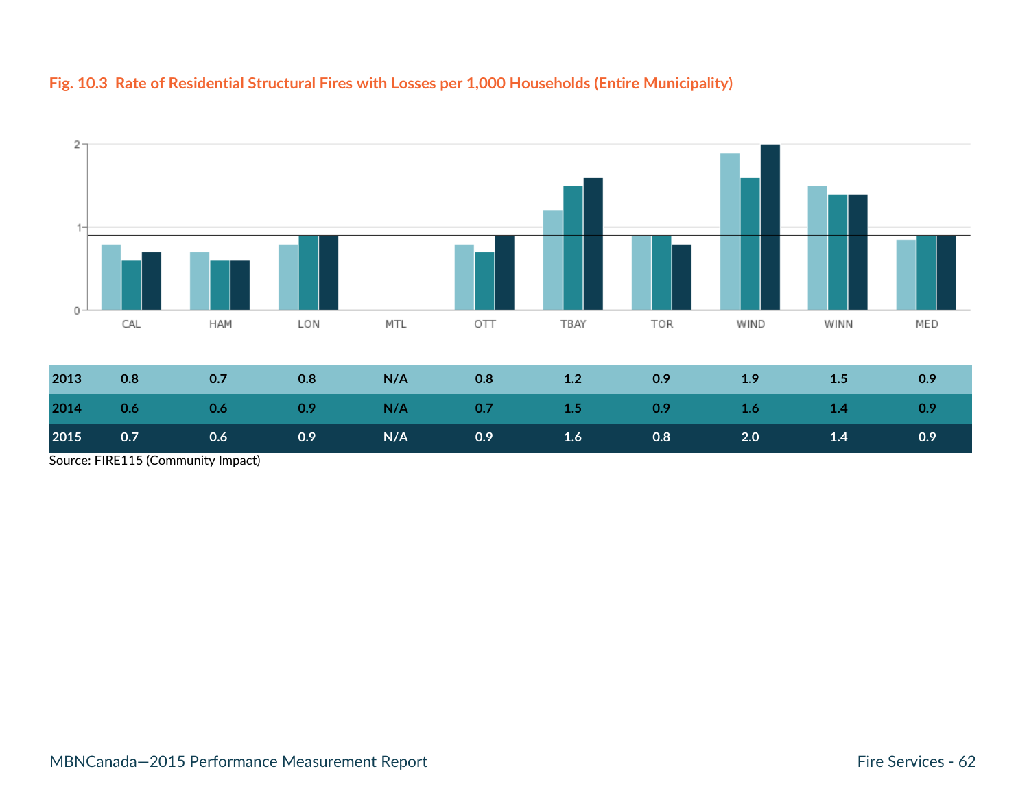**Fig. 10.3 Rate of Residential Structural Fires with Losses per 1,000 Households (Entire Municipality)**

| | CAL | HAM | LON | MTL | OTT | TBAY | TOR | WIND | WINN | MED |
|---|---|---|---|---|---|---|---|---|---|---|
| 2013 | 0.8 | 0.7 | 0.8 | N/A | 0.8 | 1.2 | 0.9 | 1.9 | 1.5 | 0.9 |
| 2014 | 0.6 | 0.6 | 0.9 | N/A | 0.7 | 1.5 | 0.9 | 1.6 | 1.4 | 0.9 |
| 2015 | 0.7 | 0.6 | 0.9 | N/A | 0.9 | 1.6 | 0.8 | 2.0 | 1.4 | 0.9 |

Source: FIRE115 (Community Impact)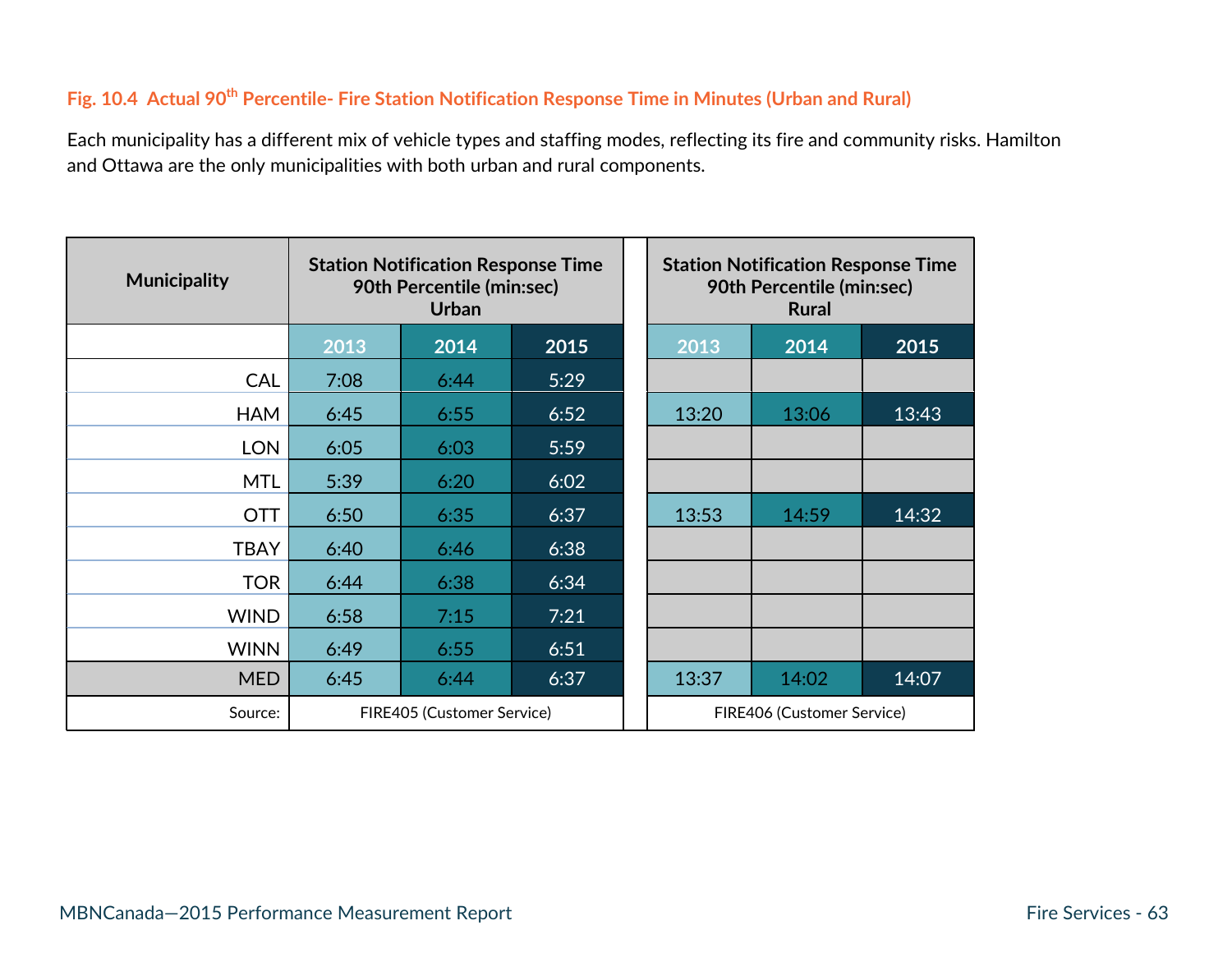#### Fig. 10.4 Actual 90th Percentile- Fire Station Notification Response Time in Minutes (Urban and Rural)

Each municipality has a different mix of vehicle types and staffing modes, reflecting its fire and community risks. Hamilton and Ottawa are the only municipalities with both urban and rural components.

| Municipality | Station Notification Response Time 90th Percentile (min:sec) Urban | | | Station Notification Response Time 90th Percentile (min:sec) Rural | | |
|---|---|---|---|---|---|---|
| | 2013 | 2014 | 2015 | 2013 | 2014 | 2015 |
| CAL | 7:08 | 6:44 | 5:29 | | | |
| HAM | 6:45 | 6:55 | 6:52 | 13:20 | 13:06 | 13:43 |
| LON | 6:05 | 6:03 | 5:59 | | | |
| MTL | 5:39 | 6:20 | 6:02 | | | |
| OTT | 6:50 | 6:35 | 6:37 | 13:53 | 14:59 | 14:32 |
| TBAY | 6:40 | 6:46 | 6:38 | | | |
| TOR | 6:44 | 6:38 | 6:34 | | | |
| WIND | 6:58 | 7:15 | 7:21 | | | |
| WINN | 6:49 | 6:55 | 6:51 | | | |
| MED | 6:45 | 6:44 | 6:37 | 13:37 | 14:02 | 14:07 |
| Source: | FIRE405 (Customer Service) | | | FIRE406 (Customer Service) | | |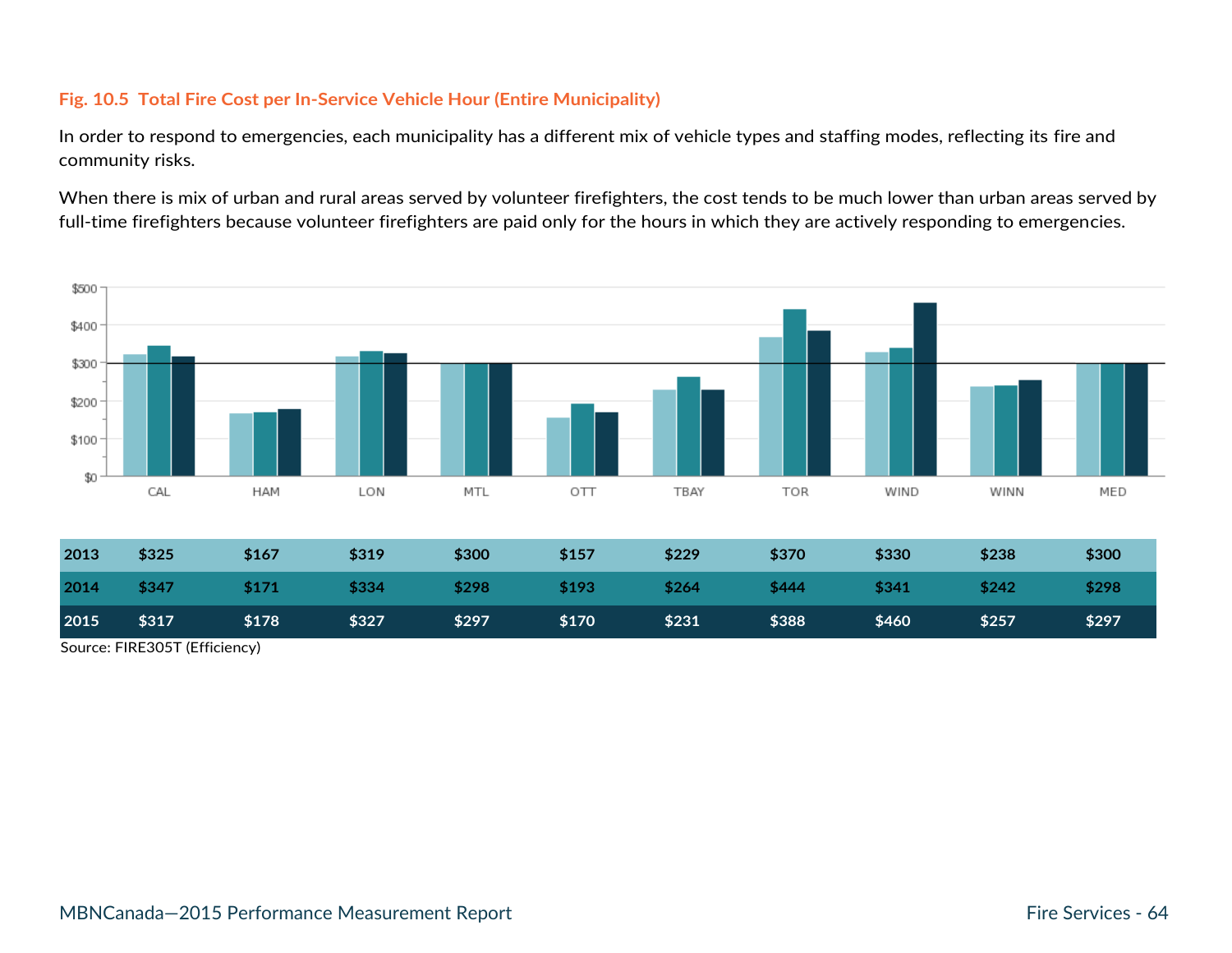**Fig. 10.5 Total Fire Cost per In-Service Vehicle Hour (Entire Municipality)**

In order to respond to emergencies, each municipality has a different mix of vehicle types and staffing modes, reflecting its fire and community risks.

When there is mix of urban and rural areas served by volunteer firefighters, the cost tends to be much lower than urban areas served by full-time firefighters because volunteer firefighters are paid only for the hours in which they are actively responding to emergencies.

$500
$400
$300
$200
$100
$0

CAL HAM LON MTL OTT TBAY TOR WIND WINN MED

| | CAL | HAM | LON | MTL | OTT | TBAY | TOR | WIND | WINN | MED |
|---|---|---|---|---|---|---|---|---|---|---|
| **2013** | **$325** | **$167** | **$319** | **$300** | **$157** | **$229** | **$370** | **$330** | **$238** | **$300** |
| **2014** | **$347** | **$171** | **$334** | **$298** | **$193** | **$264** | **$444** | **$341** | **$242** | **$298** |
| **2015** | **$317** | **$178** | **$327** | **$297** | **$170** | **$231** | **$388** | **$460** | **$257** | **$297** |

Source: FIRE305T (Efficiency)